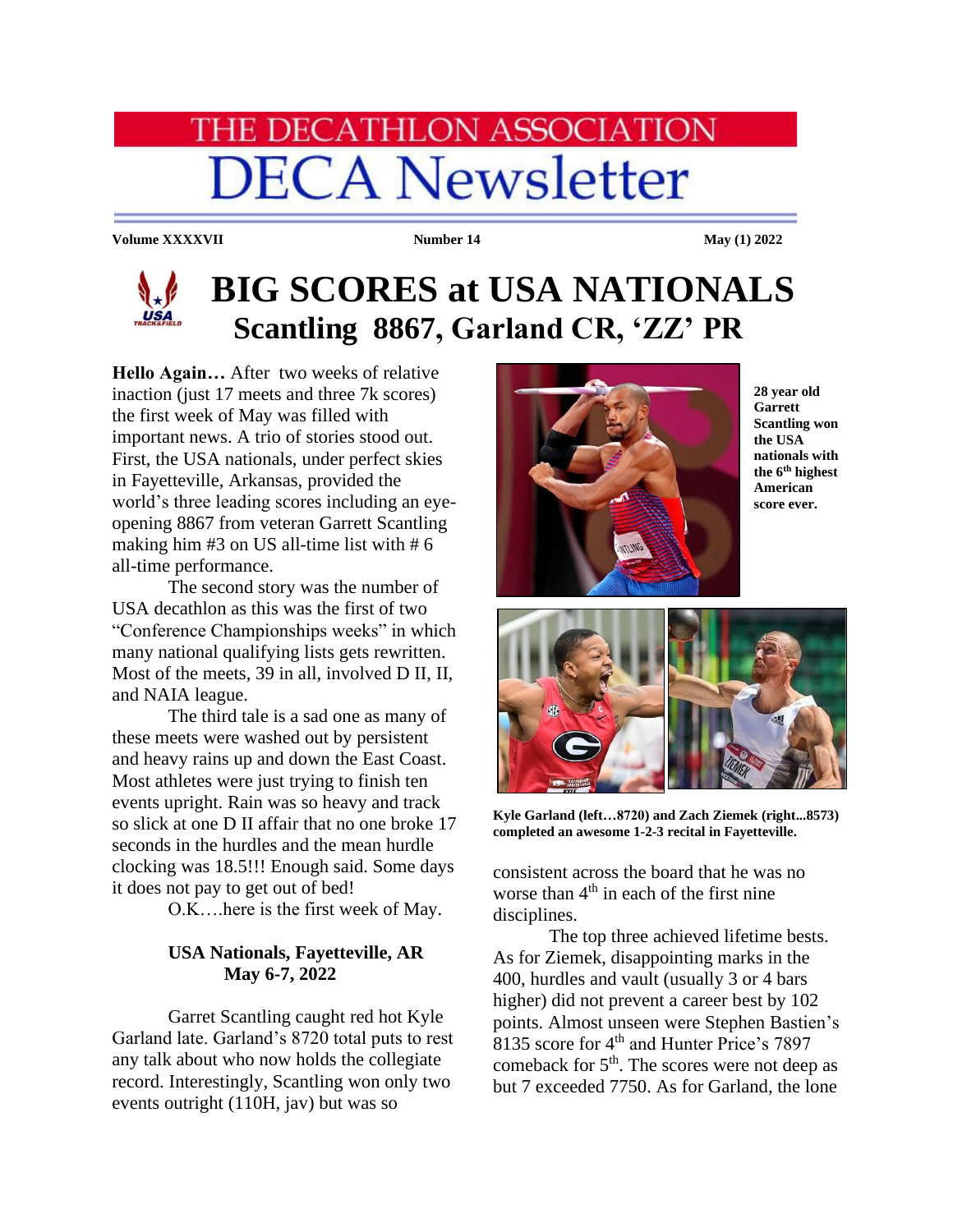# THE DECATHLON ASSOCIATION
# DECA Newsletter

**Volume XXXXVII** **Number 14** **May (1) 2022**

# BIG SCORES at USA NATIONALS
## Scantling 8867, Garland CR, 'ZZ' PR

**Hello Again…** After two weeks of relative inaction (just 17 meets and three 7k scores) the first week of May was filled with important news. A trio of stories stood out. First, the USA nationals, under perfect skies in Fayetteville, Arkansas, provided the world's three leading scores including an eye-opening 8867 from veteran Garrett Scantling making him #3 on US all-time list with # 6 all-time performance.

The second story was the number of USA decathlon as this was the first of two "Conference Championships weeks" in which many national qualifying lists gets rewritten. Most of the meets, 39 in all, involved D II, II, and NAIA league.

The third tale is a sad one as many of these meets were washed out by persistent and heavy rains up and down the East Coast. Most athletes were just trying to finish ten events upright. Rain was so heavy and track so slick at one D II affair that no one broke 17 seconds in the hurdles and the mean hurdle clocking was 18.5!!! Enough said. Some days it does not pay to get out of bed!

O.K….here is the first week of May.

### USA Nationals, Fayetteville, AR
### May 6-7, 2022

Garret Scantling caught red hot Kyle Garland late. Garland's 8720 total puts to rest any talk about who now holds the collegiate record. Interestingly, Scantling won only two events outright (110H, jav) but was so consistent across the board that he was no worse than 4th in each of the first nine disciplines.

**28 year old Garrett Scantling won the USA nationals with the 6th highest American score ever.**

**Kyle Garland (left…8720) and Zach Ziemek (right...8573) completed an awesome 1-2-3 recital in Fayetteville.**

The top three achieved lifetime bests. As for Ziemek, disappointing marks in the 400, hurdles and vault (usually 3 or 4 bars higher) did not prevent a career best by 102 points. Almost unseen were Stephen Bastien's 8135 score for 4th and Hunter Price's 7897 comeback for 5th. The scores were not deep as but 7 exceeded 7750. As for Garland, the lone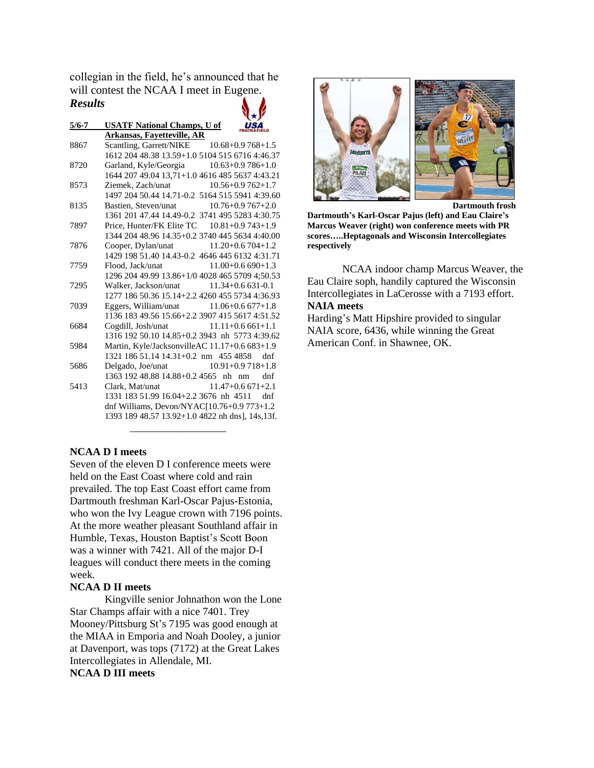collegian in the field, he's announced that he will contest the NCAA I meet in Eugene.

***Results***

| | | |
|---|---|---|
| **5/6-7** | **USATF National Champs, U of Arkansas, Fayetteville, AR** | |
| 8867 | Scantling, Garrett/NIKE | 10.68+0.9 768+1.5 |
| | 1612 204 48.38 13.59+1.0 5104 515 6716 4:46.37 | |
| 8720 | Garland, Kyle/Georgia | 10.63+0.9 786+1.0 |
| | 1644 207 49.04 13,71+1.0 4616 485 5637 4:43.21 | |
| 8573 | Ziemek, Zach/unat | 10.56+0.9 762+1.7 |
| | 1497 204 50.44 14.71-0.2 5164 515 5941 4:39.60 | |
| 8135 | Bastien, Steven/unat | 10.76+0.9 767+2.0 |
| | 1361 201 47.44 14.49-0.2 3741 495 5283 4:30.75 | |
| 7897 | Price, Hunter/FK Elite TC | 10.81+0.9 743+1.9 |
| | 1344 204 48.96 14.35+0.2 3740 445 5634 4:40.00 | |
| 7876 | Cooper, Dylan/unat | 11.20+0.6 704+1.2 |
| | 1429 198 51.40 14.43-0.2 4646 445 6132 4:31.71 | |
| 7759 | Flood, Jack/unat | 11.00+0.6 690+1.3 |
| | 1296 204 49.99 13.86+1/0 4028 465 5709 4;50.53 | |
| 7295 | Walker, Jackson/unat | 11.34+0.6 631-0.1 |
| | 1277 186 50.36 15.14+2.2 4260 455 5734 4:36.93 | |
| 7039 | Eggers, William/unat | 11.06+0.6 677+1.8 |
| | 1136 183 49.56 15.66+2.2 3907 415 5617 4:51.52 | |
| 6684 | Cogdill, Josh/unat | 11.11+0.6 661+1.1 |
| | 1316 192 50.10 14.85+0.2 3943 nh 5773 4:39.62 | |
| 5984 | Martin, Kyle/JacksonvilleAC | 11.17+0.6 683+1.9 |
| | 1321 186 51.14 14.31+0.2 nm 455 4858 dnf | |
| 5686 | Delgado, Joe/unat | 10.91+0.9 718+1.8 |
| | 1363 192 48.88 14.88+0.2 4565 nh nm dnf | |
| 5413 | Clark, Mat/unat | 11.47+0.6 671+2.1 |
| | 1331 183 51.99 16.04+2.2 3676 nh 4511 dnf | |
| | dnf Williams, Devon/NYAC[10.76+0.9 773+1.2 | |
| | 1393 189 48.57 13.92+1.0 4822 nh dns], 14s,13f. | |

---

**NCAA D I meets**

Seven of the eleven D I conference meets were held on the East Coast where cold and rain prevailed. The top East Coast effort came from Dartmouth freshman Karl-Oscar Pajus-Estonia, who won the Ivy League crown with 7196 points. At the more weather pleasant Southland affair in Humble, Texas, Houston Baptist's Scott Boon was a winner with 7421. All of the major D-I leagues will conduct there meets in the coming week.

**NCAA D II meets**

Kingville senior Johnathon won the Lone Star Champs affair with a nice 7401. Trey Mooney/Pittsburg St's 7195 was good enough at the MIAA in Emporia and Noah Dooley, a junior at Davenport, was tops (7172) at the Great Lakes Intercollegiates in Allendale, MI.

**NCAA D III meets**

**Dartmouth frosh Dartmouth's Karl-Oscar Pajus (left) and Eau Claire's Marcus Weaver (right) won conference meets with PR scores…..Heptagonals and Wisconsin Intercollegiates respectively**

NCAA indoor champ Marcus Weaver, the Eau Claire soph, handily captured the Wisconsin Intercollegiates in LaCerosse with a 7193 effort.

**NAIA meets**

Harding's Matt Hipshire provided to singular NAIA score, 6436, while winning the Great American Conf. in Shawnee, OK.